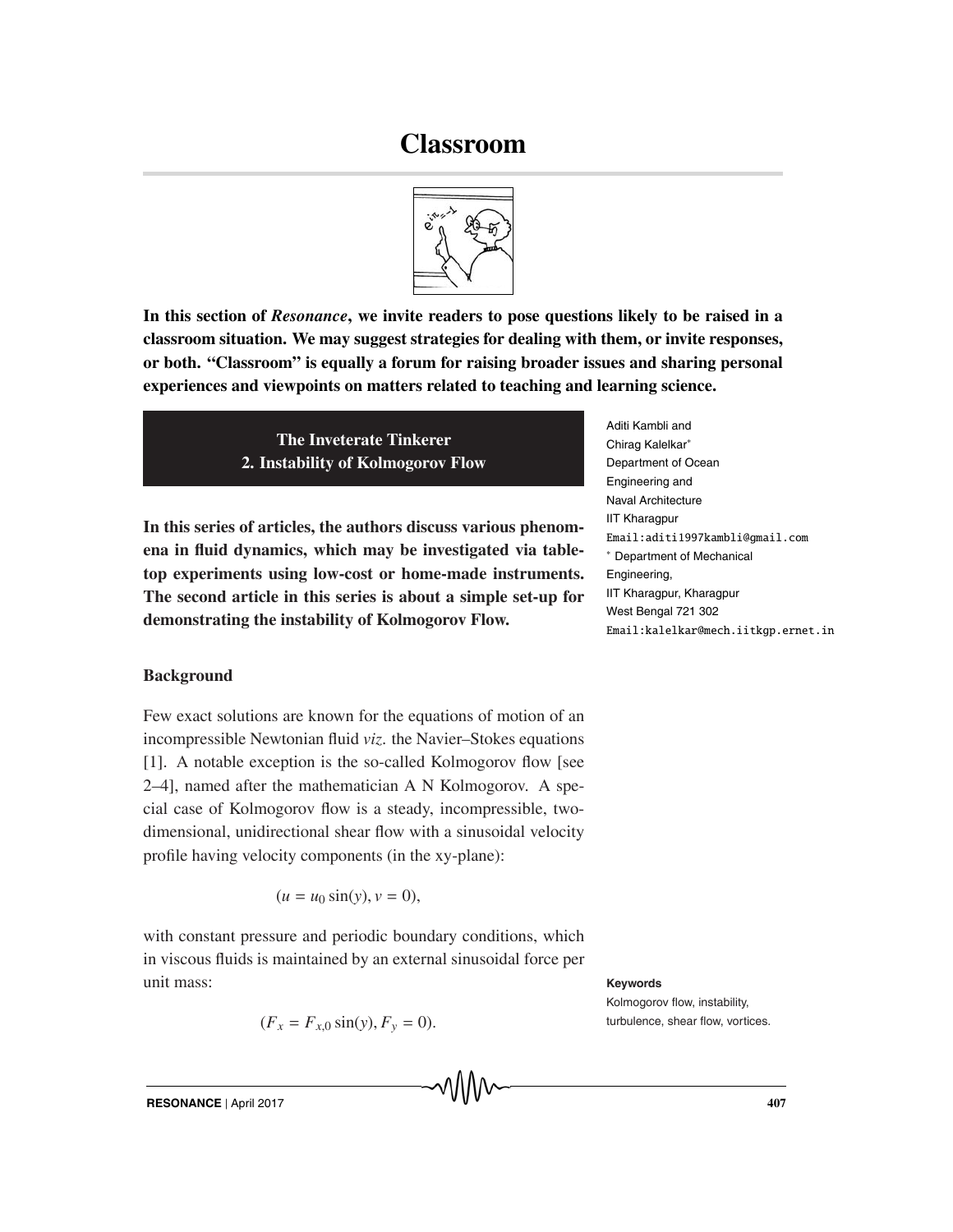# Classroom

**In this section of *Resonance*, we invite readers to pose questions likely to be raised in a classroom situation. We may suggest strategies for dealing with them, or invite responses, or both. "Classroom" is equally a forum for raising broader issues and sharing personal experiences and viewpoints on matters related to teaching and learning science.**

## The Inveterate Tinkerer
## 2. Instability of Kolmogorov Flow

Aditi Kambli and
Chirag Kalelkar*
Department of Ocean Engineering and Naval Architecture
IIT Kharagpur
Email:aditi1997kambli@gmail.com
* Department of Mechanical Engineering,
IIT Kharagpur, Kharagpur
West Bengal 721 302
Email:kalelkar@mech.iitkgp.ernet.in

**In this series of articles, the authors discuss various phenomena in fluid dynamics, which may be investigated via table-top experiments using low-cost or home-made instruments. The second article in this series is about a simple set-up for demonstrating the instability of Kolmogorov Flow.**

### Background

Few exact solutions are known for the equations of motion of an incompressible Newtonian fluid *viz.* the Navier–Stokes equations [1]. A notable exception is the so-called Kolmogorov flow [see 2–4], named after the mathematician A N Kolmogorov. A special case of Kolmogorov flow is a steady, incompressible, two-dimensional, unidirectional shear flow with a sinusoidal velocity profile having velocity components (in the xy-plane):

$$(u = u_0 \sin(y), v = 0),$$

with constant pressure and periodic boundary conditions, which in viscous fluids is maintained by an external sinusoidal force per unit mass:

$$(F_x = F_{x,0} \sin(y), F_y = 0).$$

**Keywords**

Kolmogorov flow, instability, turbulence, shear flow, vortices.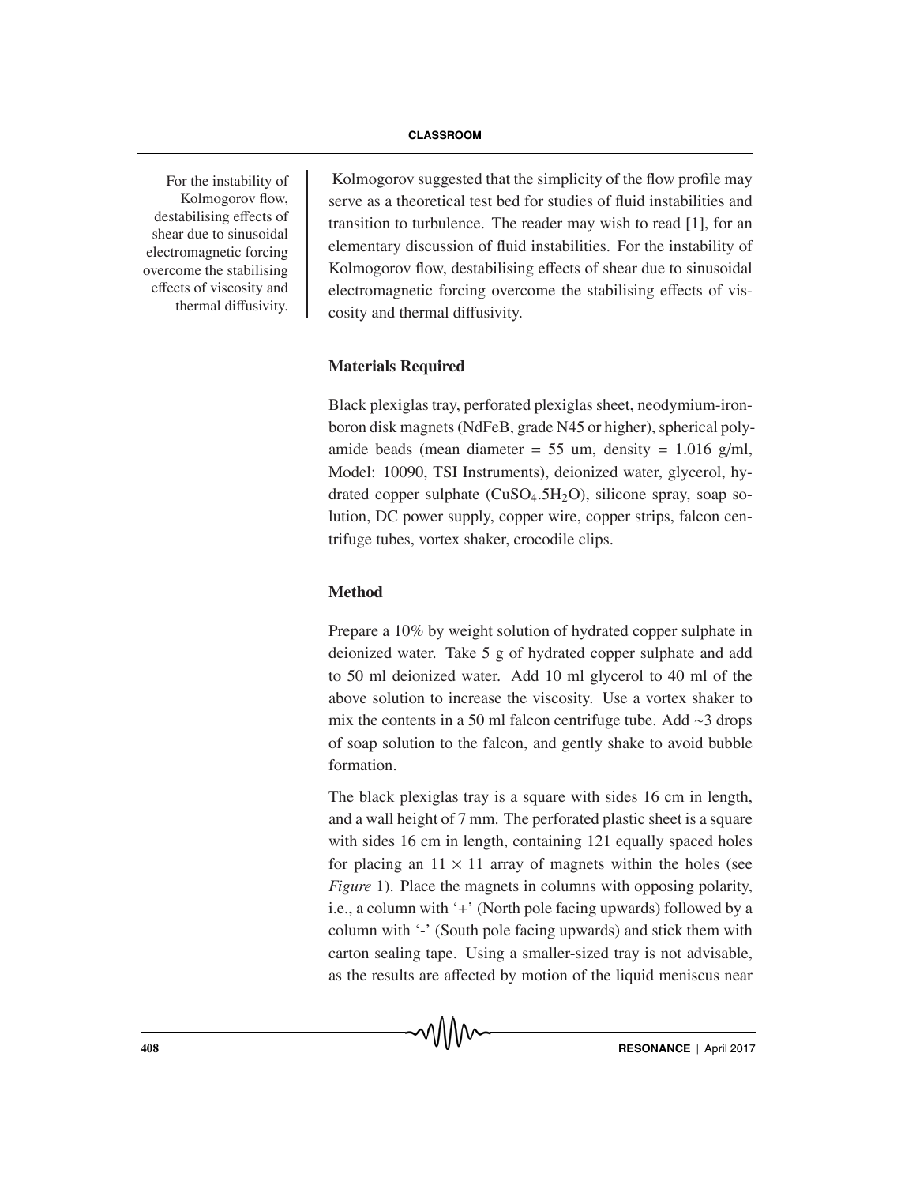For the instability of Kolmogorov flow, destabilising effects of shear due to sinusoidal electromagnetic forcing overcome the stabilising effects of viscosity and thermal diffusivity.

Kolmogorov suggested that the simplicity of the flow profile may serve as a theoretical test bed for studies of fluid instabilities and transition to turbulence. The reader may wish to read [1], for an elementary discussion of fluid instabilities. For the instability of Kolmogorov flow, destabilising effects of shear due to sinusoidal electromagnetic forcing overcome the stabilising effects of viscosity and thermal diffusivity.

## Materials Required

Black plexiglas tray, perforated plexiglas sheet, neodymium-iron-boron disk magnets (NdFeB, grade N45 or higher), spherical polyamide beads (mean diameter = 55 um, density = 1.016 g/ml, Model: 10090, TSI Instruments), deionized water, glycerol, hydrated copper sulphate ($CuSO_4.5H_2O$), silicone spray, soap solution, DC power supply, copper wire, copper strips, falcon centrifuge tubes, vortex shaker, crocodile clips.

## Method

Prepare a 10% by weight solution of hydrated copper sulphate in deionized water. Take 5 g of hydrated copper sulphate and add to 50 ml deionized water. Add 10 ml glycerol to 40 ml of the above solution to increase the viscosity. Use a vortex shaker to mix the contents in a 50 ml falcon centrifuge tube. Add ~3 drops of soap solution to the falcon, and gently shake to avoid bubble formation.

The black plexiglas tray is a square with sides 16 cm in length, and a wall height of 7 mm. The perforated plastic sheet is a square with sides 16 cm in length, containing 121 equally spaced holes for placing an $11 \times 11$ array of magnets within the holes (see *Figure* 1). Place the magnets in columns with opposing polarity, i.e., a column with '+' (North pole facing upwards) followed by a column with '-' (South pole facing upwards) and stick them with carton sealing tape. Using a smaller-sized tray is not advisable, as the results are affected by motion of the liquid meniscus near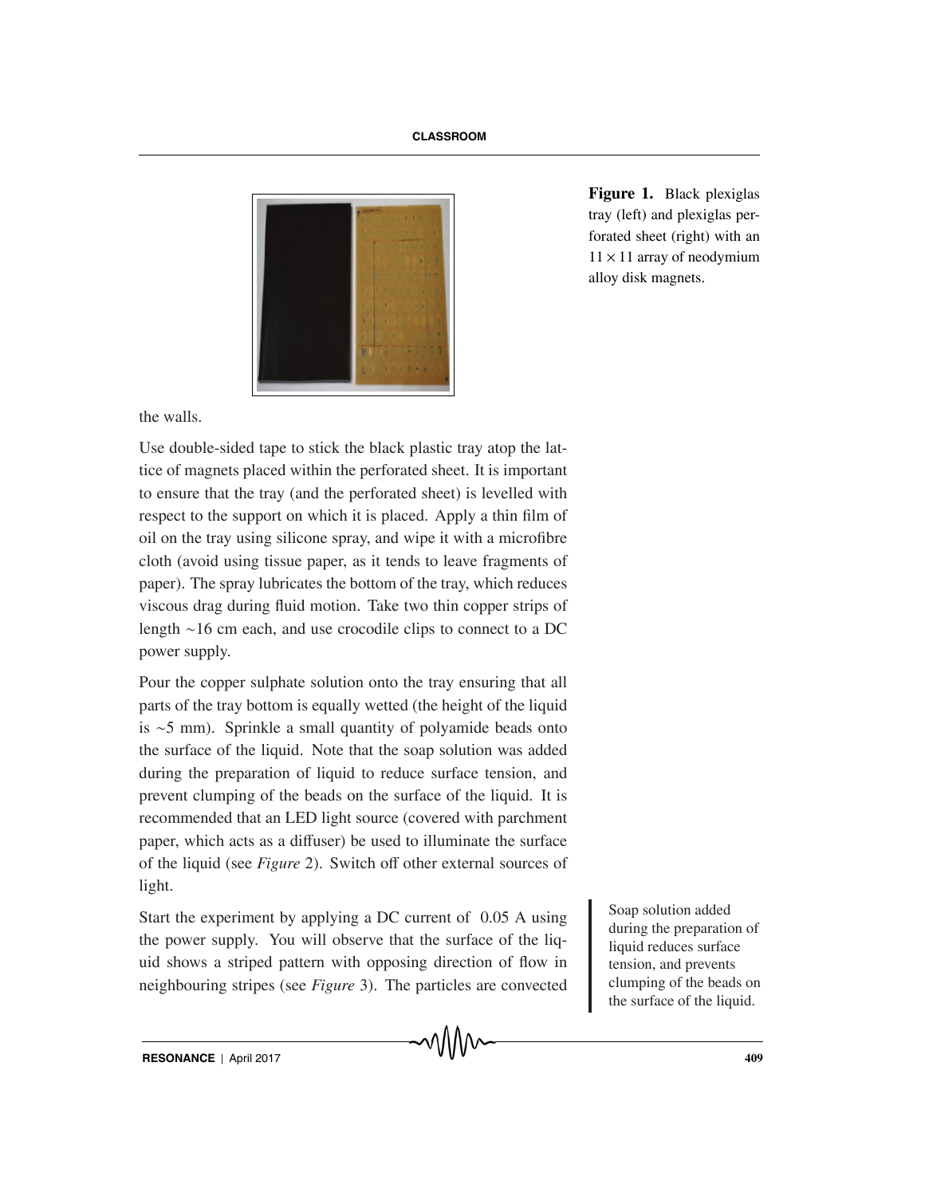**Figure 1.** Black plexiglas tray (left) and plexiglas perforated sheet (right) with an $11 \times 11$ array of neodymium alloy disk magnets.

the walls.

Use double-sided tape to stick the black plastic tray atop the lattice of magnets placed within the perforated sheet. It is important to ensure that the tray (and the perforated sheet) is levelled with respect to the support on which it is placed. Apply a thin film of oil on the tray using silicone spray, and wipe it with a microfibre cloth (avoid using tissue paper, as it tends to leave fragments of paper). The spray lubricates the bottom of the tray, which reduces viscous drag during fluid motion. Take two thin copper strips of length ~16 cm each, and use crocodile clips to connect to a DC power supply.

Pour the copper sulphate solution onto the tray ensuring that all parts of the tray bottom is equally wetted (the height of the liquid is ~5 mm). Sprinkle a small quantity of polyamide beads onto the surface of the liquid. Note that the soap solution was added during the preparation of liquid to reduce surface tension, and prevent clumping of the beads on the surface of the liquid. It is recommended that an LED light source (covered with parchment paper, which acts as a diffuser) be used to illuminate the surface of the liquid (see *Figure* 2). Switch off other external sources of light.

Start the experiment by applying a DC current of 0.05 A using the power supply. You will observe that the surface of the liquid shows a striped pattern with opposing direction of flow in neighbouring stripes (see *Figure* 3). The particles are convected

Soap solution added during the preparation of liquid reduces surface tension, and prevents clumping of the beads on the surface of the liquid.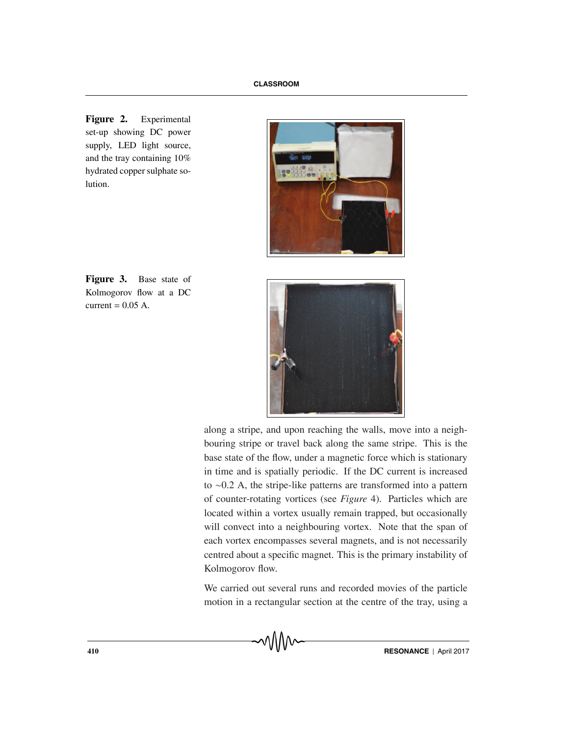**Figure 2.** Experimental set-up showing DC power supply, LED light source, and the tray containing 10% hydrated copper sulphate solution.

**Figure 3.** Base state of Kolmogorov flow at a DC current = 0.05 A.

along a stripe, and upon reaching the walls, move into a neighbouring stripe or travel back along the same stripe. This is the base state of the flow, under a magnetic force which is stationary in time and is spatially periodic. If the DC current is increased to ~0.2 A, the stripe-like patterns are transformed into a pattern of counter-rotating vortices (see *Figure* 4). Particles which are located within a vortex usually remain trapped, but occasionally will convect into a neighbouring vortex. Note that the span of each vortex encompasses several magnets, and is not necessarily centred about a specific magnet. This is the primary instability of Kolmogorov flow.

We carried out several runs and recorded movies of the particle motion in a rectangular section at the centre of the tray, using a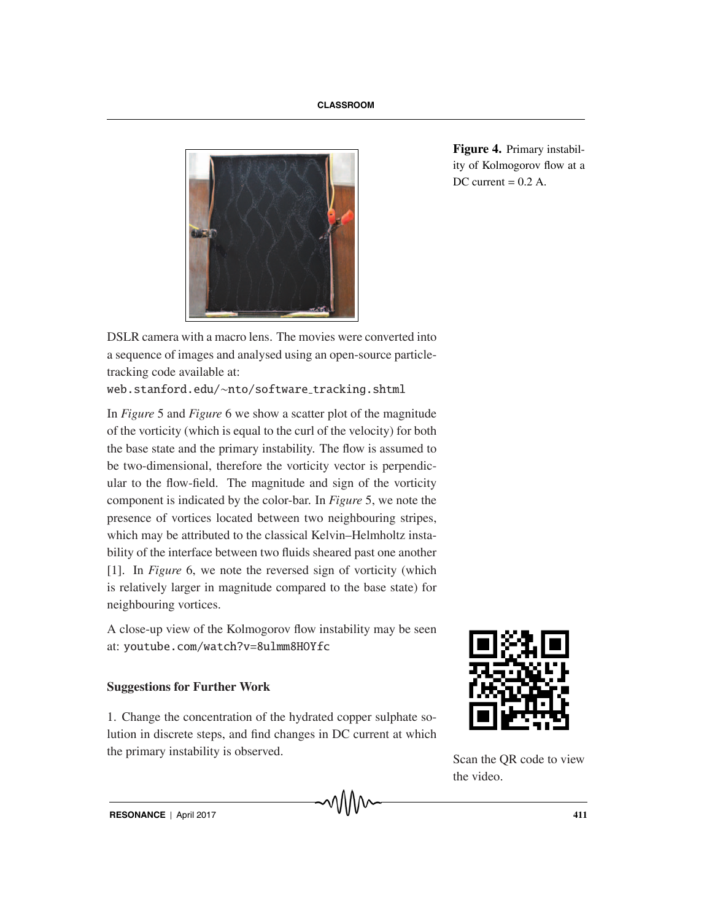**Figure 4.** Primary instability of Kolmogorov flow at a DC current = 0.2 A.

DSLR camera with a macro lens. The movies were converted into a sequence of images and analysed using an open-source particle-tracking code available at:
web.stanford.edu/~nto/software_tracking.shtml

In *Figure* 5 and *Figure* 6 we show a scatter plot of the magnitude of the vorticity (which is equal to the curl of the velocity) for both the base state and the primary instability. The flow is assumed to be two-dimensional, therefore the vorticity vector is perpendicular to the flow-field. The magnitude and sign of the vorticity component is indicated by the color-bar. In *Figure* 5, we note the presence of vortices located between two neighbouring stripes, which may be attributed to the classical Kelvin–Helmholtz instability of the interface between two fluids sheared past one another [1]. In *Figure* 6, we note the reversed sign of vorticity (which is relatively larger in magnitude compared to the base state) for neighbouring vortices.

A close-up view of the Kolmogorov flow instability may be seen at: youtube.com/watch?v=8ulmm8HOYfc

Scan the QR code to view the video.

### Suggestions for Further Work

1. Change the concentration of the hydrated copper sulphate solution in discrete steps, and find changes in DC current at which the primary instability is observed.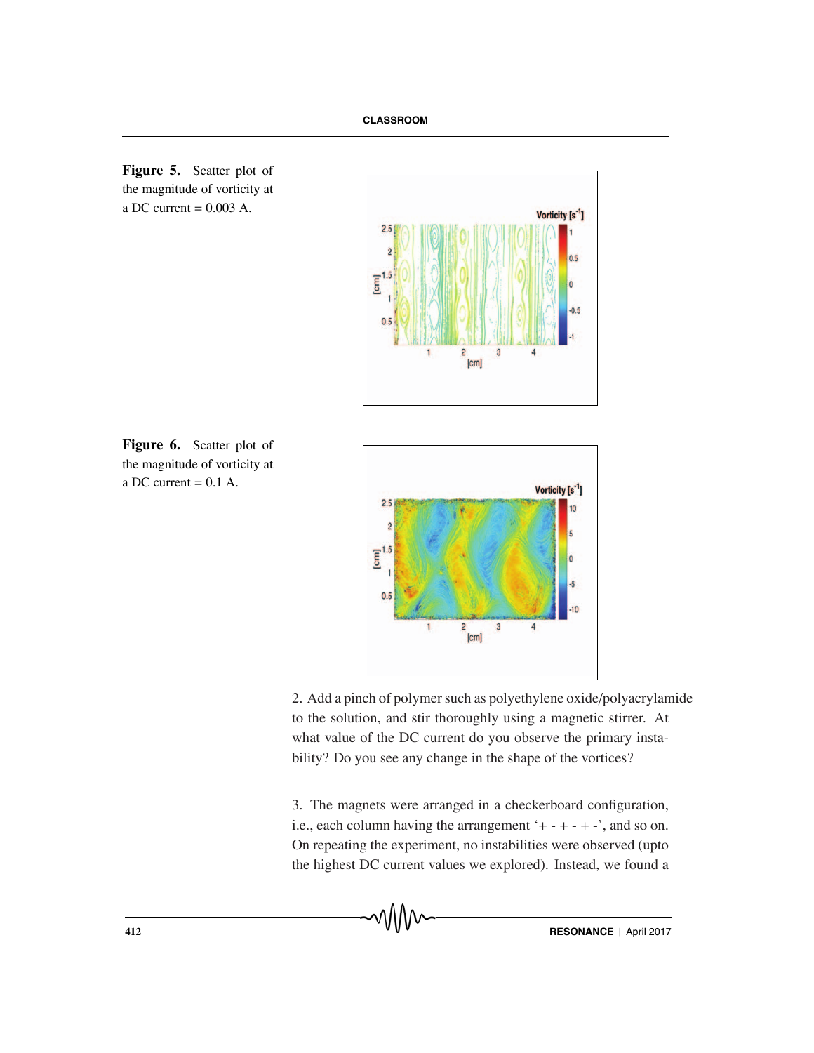**Figure 5.** Scatter plot of the magnitude of vorticity at a DC current = 0.003 A.

**Figure 6.** Scatter plot of the magnitude of vorticity at a DC current = 0.1 A.

2. Add a pinch of polymer such as polyethylene oxide/polyacrylamide to the solution, and stir thoroughly using a magnetic stirrer. At what value of the DC current do you observe the primary instability? Do you see any change in the shape of the vortices?

3. The magnets were arranged in a checkerboard configuration, i.e., each column having the arrangement '+ - + - + -', and so on. On repeating the experiment, no instabilities were observed (upto the highest DC current values we explored). Instead, we found a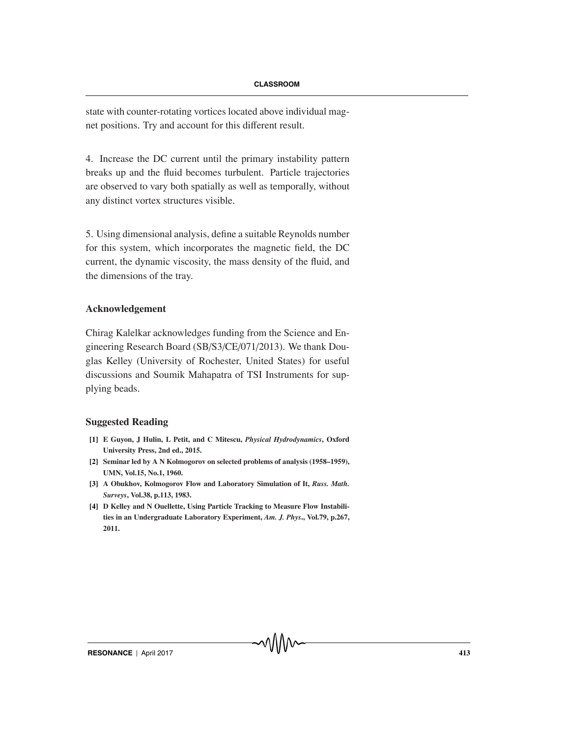state with counter-rotating vortices located above individual magnet positions. Try and account for this different result.

4. Increase the DC current until the primary instability pattern breaks up and the fluid becomes turbulent. Particle trajectories are observed to vary both spatially as well as temporally, without any distinct vortex structures visible.

5. Using dimensional analysis, define a suitable Reynolds number for this system, which incorporates the magnetic field, the DC current, the dynamic viscosity, the mass density of the fluid, and the dimensions of the tray.

### Acknowledgement

Chirag Kalelkar acknowledges funding from the Science and Engineering Research Board (SB/S3/CE/071/2013). We thank Douglas Kelley (University of Rochester, United States) for useful discussions and Soumik Mahapatra of TSI Instruments for supplying beads.

### Suggested Reading

- **[1] E Guyon, J Hulin, L Petit, and C Mitescu, *Physical Hydrodynamics*, Oxford University Press, 2nd ed., 2015.**
- **[2] Seminar led by A N Kolmogorov on selected problems of analysis (1958–1959), UMN, Vol.15, No.1, 1960.**
- **[3] A Obukhov, Kolmogorov Flow and Laboratory Simulation of It, *Russ. Math. Surveys*, Vol.38, p.113, 1983.**
- **[4] D Kelley and N Ouellette, Using Particle Tracking to Measure Flow Instabilities in an Undergraduate Laboratory Experiment, *Am. J. Phys*., Vol.79, p.267, 2011.**